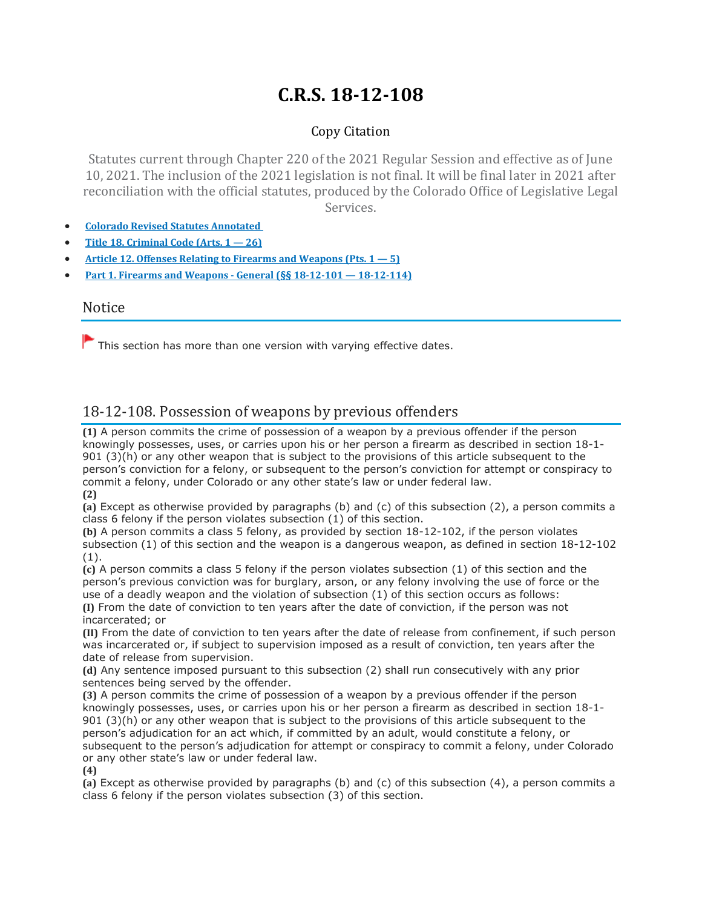# C.R.S. 18-12-108

Copy Citation

Statutes current through Chapter 220 of the 2021 Regular Session and effective as of June 10, 2021. The inclusion of the 2021 legislation is not final. It will be final later in 2021 after reconciliation with the official statutes, produced by the Colorado Office of Legislative Legal Services.

- Colorado Revised Statutes Annotated
- Title 18. Criminal Code (Arts. 1 — 26)
- Article 12. Offenses Relating to Firearms and Weapons (Pts. 1 — 5)
- Part 1. Firearms and Weapons - General (§§ 18-12-101 — 18-12-114)

## Notice

This section has more than one version with varying effective dates.

## 18-12-108. Possession of weapons by previous offenders

**(1)** A person commits the crime of possession of a weapon by a previous offender if the person knowingly possesses, uses, or carries upon his or her person a firearm as described in section 18-1-901 (3)(h) or any other weapon that is subject to the provisions of this article subsequent to the person's conviction for a felony, or subsequent to the person's conviction for attempt or conspiracy to commit a felony, under Colorado or any other state's law or under federal law.

**(2)**

**(a)** Except as otherwise provided by paragraphs (b) and (c) of this subsection (2), a person commits a class 6 felony if the person violates subsection (1) of this section.

**(b)** A person commits a class 5 felony, as provided by section 18-12-102, if the person violates subsection (1) of this section and the weapon is a dangerous weapon, as defined in section 18-12-102 (1).

**(c)** A person commits a class 5 felony if the person violates subsection (1) of this section and the person's previous conviction was for burglary, arson, or any felony involving the use of force or the use of a deadly weapon and the violation of subsection (1) of this section occurs as follows:

**(I)** From the date of conviction to ten years after the date of conviction, if the person was not incarcerated; or

**(II)** From the date of conviction to ten years after the date of release from confinement, if such person was incarcerated or, if subject to supervision imposed as a result of conviction, ten years after the date of release from supervision.

**(d)** Any sentence imposed pursuant to this subsection (2) shall run consecutively with any prior sentences being served by the offender.

**(3)** A person commits the crime of possession of a weapon by a previous offender if the person knowingly possesses, uses, or carries upon his or her person a firearm as described in section 18-1-901 (3)(h) or any other weapon that is subject to the provisions of this article subsequent to the person's adjudication for an act which, if committed by an adult, would constitute a felony, or subsequent to the person's adjudication for attempt or conspiracy to commit a felony, under Colorado or any other state's law or under federal law.

**(4)**

**(a)** Except as otherwise provided by paragraphs (b) and (c) of this subsection (4), a person commits a class 6 felony if the person violates subsection (3) of this section.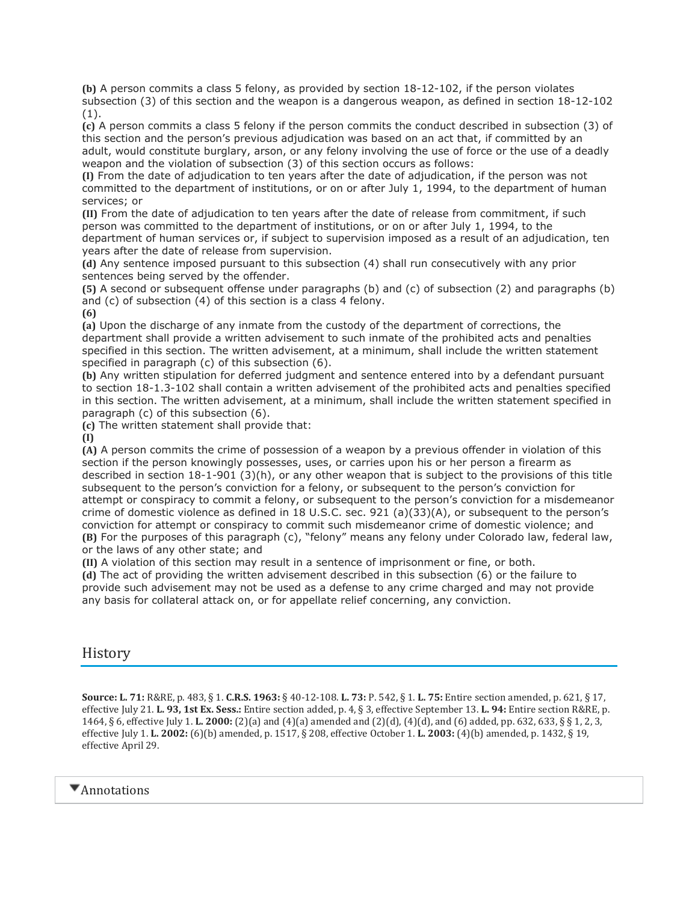**(b)** A person commits a class 5 felony, as provided by section 18-12-102, if the person violates subsection (3) of this section and the weapon is a dangerous weapon, as defined in section 18-12-102 (1).

**(c)** A person commits a class 5 felony if the person commits the conduct described in subsection (3) of this section and the person's previous adjudication was based on an act that, if committed by an adult, would constitute burglary, arson, or any felony involving the use of force or the use of a deadly weapon and the violation of subsection (3) of this section occurs as follows:

**(I)** From the date of adjudication to ten years after the date of adjudication, if the person was not committed to the department of institutions, or on or after July 1, 1994, to the department of human services; or

**(II)** From the date of adjudication to ten years after the date of release from commitment, if such person was committed to the department of institutions, or on or after July 1, 1994, to the department of human services or, if subject to supervision imposed as a result of an adjudication, ten years after the date of release from supervision.

**(d)** Any sentence imposed pursuant to this subsection (4) shall run consecutively with any prior sentences being served by the offender.

**(5)** A second or subsequent offense under paragraphs (b) and (c) of subsection (2) and paragraphs (b) and (c) of subsection (4) of this section is a class 4 felony.

**(6)**

**(a)** Upon the discharge of any inmate from the custody of the department of corrections, the department shall provide a written advisement to such inmate of the prohibited acts and penalties specified in this section. The written advisement, at a minimum, shall include the written statement specified in paragraph (c) of this subsection (6).

**(b)** Any written stipulation for deferred judgment and sentence entered into by a defendant pursuant to section 18-1.3-102 shall contain a written advisement of the prohibited acts and penalties specified in this section. The written advisement, at a minimum, shall include the written statement specified in paragraph (c) of this subsection (6).

**(c)** The written statement shall provide that:

**(I)**

**(A)** A person commits the crime of possession of a weapon by a previous offender in violation of this section if the person knowingly possesses, uses, or carries upon his or her person a firearm as described in section 18-1-901 (3)(h), or any other weapon that is subject to the provisions of this title subsequent to the person's conviction for a felony, or subsequent to the person's conviction for attempt or conspiracy to commit a felony, or subsequent to the person's conviction for a misdemeanor crime of domestic violence as defined in 18 U.S.C. sec. 921 (a)(33)(A), or subsequent to the person's conviction for attempt or conspiracy to commit such misdemeanor crime of domestic violence; and

**(B)** For the purposes of this paragraph (c), "felony" means any felony under Colorado law, federal law, or the laws of any other state; and

**(II)** A violation of this section may result in a sentence of imprisonment or fine, or both.

**(d)** The act of providing the written advisement described in this subsection (6) or the failure to provide such advisement may not be used as a defense to any crime charged and may not provide any basis for collateral attack on, or for appellate relief concerning, any conviction.

## History

**Source: L. 71:** R&RE, p. 483, § 1. **C.R.S. 1963:** § 40-12-108. **L. 73:** P. 542, § 1. **L. 75:** Entire section amended, p. 621, § 17, effective July 21. **L. 93, 1st Ex. Sess.:** Entire section added, p. 4, § 3, effective September 13. **L. 94:** Entire section R&RE, p. 1464, § 6, effective July 1. **L. 2000:** (2)(a) and (4)(a) amended and (2)(d), (4)(d), and (6) added, pp. 632, 633, §§ 1, 2, 3, effective July 1. **L. 2002:** (6)(b) amended, p. 1517, § 208, effective October 1. **L. 2003:** (4)(b) amended, p. 1432, § 19, effective April 29.

## Annotations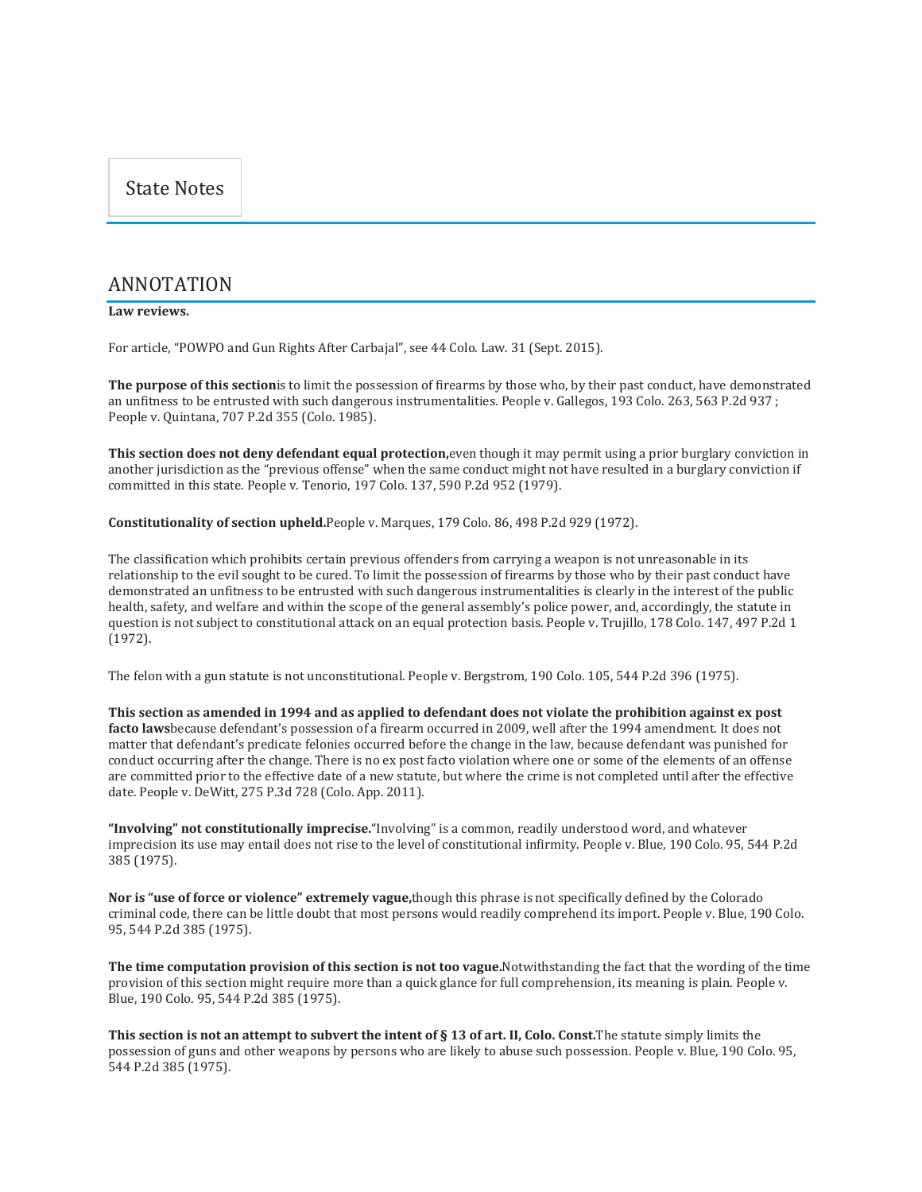State Notes

## ANNOTATION

**Law reviews.**

For article, "POWPO and Gun Rights After Carbajal", see 44 Colo. Law. 31 (Sept. 2015).

**The purpose of this section** is to limit the possession of firearms by those who, by their past conduct, have demonstrated an unfitness to be entrusted with such dangerous instrumentalities. People v. Gallegos, 193 Colo. 263, 563 P.2d 937 ; People v. Quintana, 707 P.2d 355 (Colo. 1985).

**This section does not deny defendant equal protection,** even though it may permit using a prior burglary conviction in another jurisdiction as the "previous offense" when the same conduct might not have resulted in a burglary conviction if committed in this state. People v. Tenorio, 197 Colo. 137, 590 P.2d 952 (1979).

**Constitutionality of section upheld.** People v. Marques, 179 Colo. 86, 498 P.2d 929 (1972).

The classification which prohibits certain previous offenders from carrying a weapon is not unreasonable in its relationship to the evil sought to be cured. To limit the possession of firearms by those who by their past conduct have demonstrated an unfitness to be entrusted with such dangerous instrumentalities is clearly in the interest of the public health, safety, and welfare and within the scope of the general assembly's police power, and, accordingly, the statute in question is not subject to constitutional attack on an equal protection basis. People v. Trujillo, 178 Colo. 147, 497 P.2d 1 (1972).

The felon with a gun statute is not unconstitutional. People v. Bergstrom, 190 Colo. 105, 544 P.2d 396 (1975).

**This section as amended in 1994 and as applied to defendant does not violate the prohibition against ex post facto laws** because defendant's possession of a firearm occurred in 2009, well after the 1994 amendment. It does not matter that defendant's predicate felonies occurred before the change in the law, because defendant was punished for conduct occurring after the change. There is no ex post facto violation where one or some of the elements of an offense are committed prior to the effective date of a new statute, but where the crime is not completed until after the effective date. People v. DeWitt, 275 P.3d 728 (Colo. App. 2011).

**"Involving" not constitutionally imprecise.** "Involving" is a common, readily understood word, and whatever imprecision its use may entail does not rise to the level of constitutional infirmity. People v. Blue, 190 Colo. 95, 544 P.2d 385 (1975).

**Nor is "use of force or violence" extremely vague,** though this phrase is not specifically defined by the Colorado criminal code, there can be little doubt that most persons would readily comprehend its import. People v. Blue, 190 Colo. 95, 544 P.2d 385 (1975).

**The time computation provision of this section is not too vague.** Notwithstanding the fact that the wording of the time provision of this section might require more than a quick glance for full comprehension, its meaning is plain. People v. Blue, 190 Colo. 95, 544 P.2d 385 (1975).

**This section is not an attempt to subvert the intent of § 13 of art. II, Colo. Const.** The statute simply limits the possession of guns and other weapons by persons who are likely to abuse such possession. People v. Blue, 190 Colo. 95, 544 P.2d 385 (1975).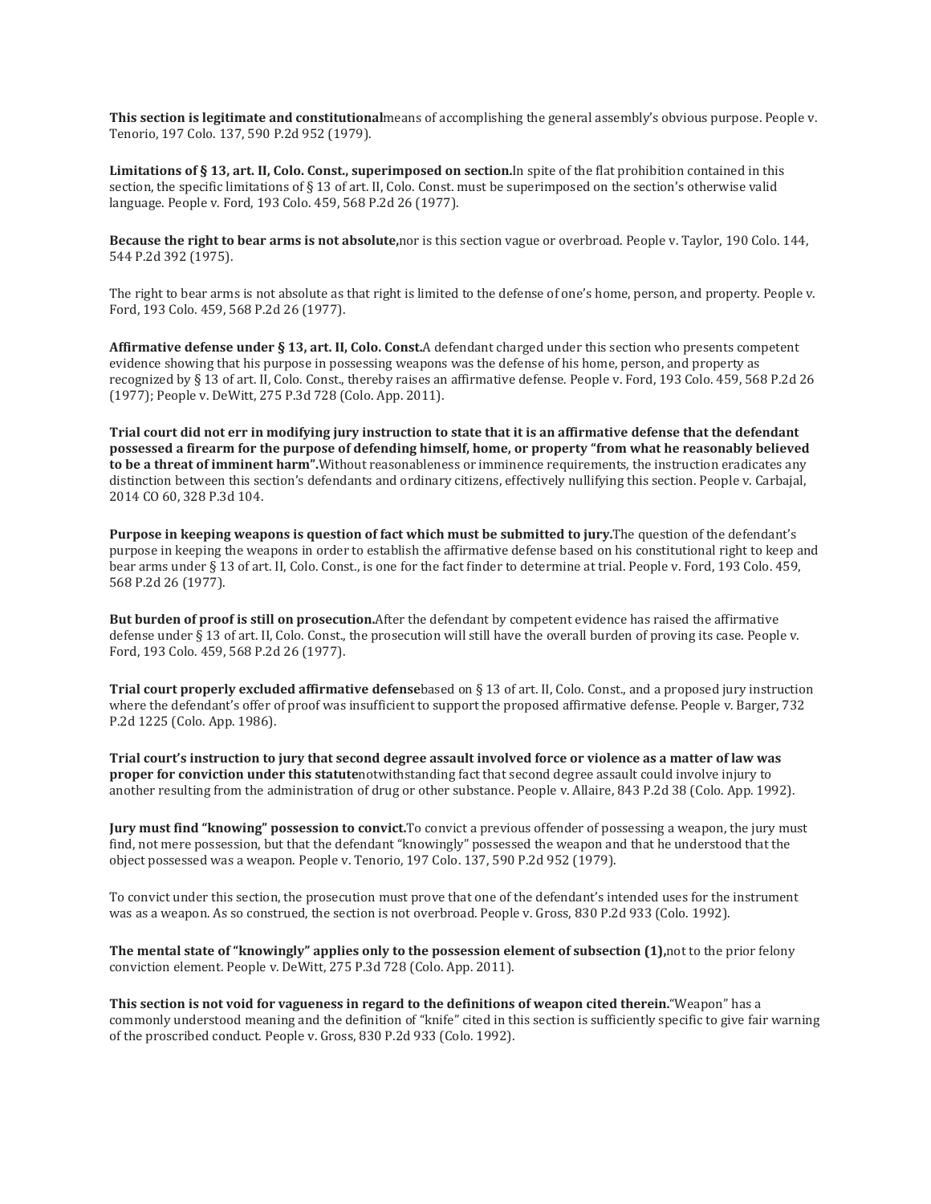**This section is legitimate and constitutional** means of accomplishing the general assembly's obvious purpose. People v. Tenorio, 197 Colo. 137, 590 P.2d 952 (1979).

**Limitations of § 13, art. II, Colo. Const., superimposed on section.** In spite of the flat prohibition contained in this section, the specific limitations of § 13 of art. II, Colo. Const. must be superimposed on the section's otherwise valid language. People v. Ford, 193 Colo. 459, 568 P.2d 26 (1977).

**Because the right to bear arms is not absolute,** nor is this section vague or overbroad. People v. Taylor, 190 Colo. 144, 544 P.2d 392 (1975).

The right to bear arms is not absolute as that right is limited to the defense of one's home, person, and property. People v. Ford, 193 Colo. 459, 568 P.2d 26 (1977).

**Affirmative defense under § 13, art. II, Colo. Const.** A defendant charged under this section who presents competent evidence showing that his purpose in possessing weapons was the defense of his home, person, and property as recognized by § 13 of art. II, Colo. Const., thereby raises an affirmative defense. People v. Ford, 193 Colo. 459, 568 P.2d 26 (1977); People v. DeWitt, 275 P.3d 728 (Colo. App. 2011).

**Trial court did not err in modifying jury instruction to state that it is an affirmative defense that the defendant possessed a firearm for the purpose of defending himself, home, or property "from what he reasonably believed to be a threat of imminent harm".** Without reasonableness or imminence requirements, the instruction eradicates any distinction between this section's defendants and ordinary citizens, effectively nullifying this section. People v. Carbajal, 2014 CO 60, 328 P.3d 104.

**Purpose in keeping weapons is question of fact which must be submitted to jury.** The question of the defendant's purpose in keeping the weapons in order to establish the affirmative defense based on his constitutional right to keep and bear arms under § 13 of art. II, Colo. Const., is one for the fact finder to determine at trial. People v. Ford, 193 Colo. 459, 568 P.2d 26 (1977).

**But burden of proof is still on prosecution.** After the defendant by competent evidence has raised the affirmative defense under § 13 of art. II, Colo. Const., the prosecution will still have the overall burden of proving its case. People v. Ford, 193 Colo. 459, 568 P.2d 26 (1977).

**Trial court properly excluded affirmative defense** based on § 13 of art. II, Colo. Const., and a proposed jury instruction where the defendant's offer of proof was insufficient to support the proposed affirmative defense. People v. Barger, 732 P.2d 1225 (Colo. App. 1986).

**Trial court's instruction to jury that second degree assault involved force or violence as a matter of law was proper for conviction under this statute** notwithstanding fact that second degree assault could involve injury to another resulting from the administration of drug or other substance. People v. Allaire, 843 P.2d 38 (Colo. App. 1992).

**Jury must find "knowing" possession to convict.** To convict a previous offender of possessing a weapon, the jury must find, not mere possession, but that the defendant "knowingly" possessed the weapon and that he understood that the object possessed was a weapon. People v. Tenorio, 197 Colo. 137, 590 P.2d 952 (1979).

To convict under this section, the prosecution must prove that one of the defendant's intended uses for the instrument was as a weapon. As so construed, the section is not overbroad. People v. Gross, 830 P.2d 933 (Colo. 1992).

**The mental state of "knowingly" applies only to the possession element of subsection (1),** not to the prior felony conviction element. People v. DeWitt, 275 P.3d 728 (Colo. App. 2011).

**This section is not void for vagueness in regard to the definitions of weapon cited therein.** "Weapon" has a commonly understood meaning and the definition of "knife" cited in this section is sufficiently specific to give fair warning of the proscribed conduct. People v. Gross, 830 P.2d 933 (Colo. 1992).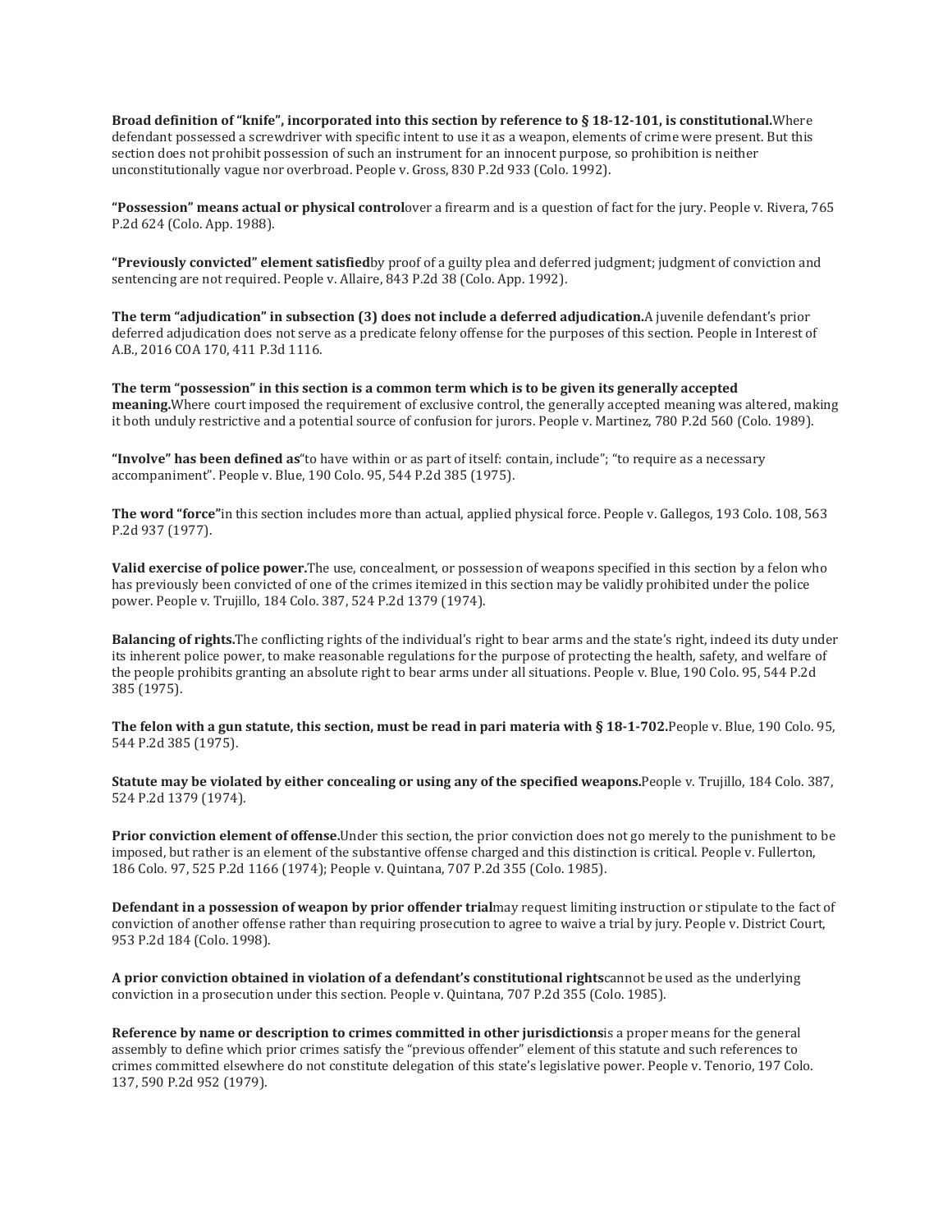**Broad definition of "knife", incorporated into this section by reference to § 18-12-101, is constitutional.** Where defendant possessed a screwdriver with specific intent to use it as a weapon, elements of crime were present. But this section does not prohibit possession of such an instrument for an innocent purpose, so prohibition is neither unconstitutionally vague nor overbroad. People v. Gross, 830 P.2d 933 (Colo. 1992).

**"Possession" means actual or physical control** over a firearm and is a question of fact for the jury. People v. Rivera, 765 P.2d 624 (Colo. App. 1988).

**"Previously convicted" element satisfied** by proof of a guilty plea and deferred judgment; judgment of conviction and sentencing are not required. People v. Allaire, 843 P.2d 38 (Colo. App. 1992).

**The term "adjudication" in subsection (3) does not include a deferred adjudication.** A juvenile defendant's prior deferred adjudication does not serve as a predicate felony offense for the purposes of this section. People in Interest of A.B., 2016 COA 170, 411 P.3d 1116.

**The term "possession" in this section is a common term which is to be given its generally accepted meaning.** Where court imposed the requirement of exclusive control, the generally accepted meaning was altered, making it both unduly restrictive and a potential source of confusion for jurors. People v. Martinez, 780 P.2d 560 (Colo. 1989).

**"Involve" has been defined as** "to have within or as part of itself: contain, include"; "to require as a necessary accompaniment". People v. Blue, 190 Colo. 95, 544 P.2d 385 (1975).

**The word "force"** in this section includes more than actual, applied physical force. People v. Gallegos, 193 Colo. 108, 563 P.2d 937 (1977).

**Valid exercise of police power.** The use, concealment, or possession of weapons specified in this section by a felon who has previously been convicted of one of the crimes itemized in this section may be validly prohibited under the police power. People v. Trujillo, 184 Colo. 387, 524 P.2d 1379 (1974).

**Balancing of rights.** The conflicting rights of the individual's right to bear arms and the state's right, indeed its duty under its inherent police power, to make reasonable regulations for the purpose of protecting the health, safety, and welfare of the people prohibits granting an absolute right to bear arms under all situations. People v. Blue, 190 Colo. 95, 544 P.2d 385 (1975).

**The felon with a gun statute, this section, must be read in pari materia with § 18-1-702.** People v. Blue, 190 Colo. 95, 544 P.2d 385 (1975).

**Statute may be violated by either concealing or using any of the specified weapons.** People v. Trujillo, 184 Colo. 387, 524 P.2d 1379 (1974).

**Prior conviction element of offense.** Under this section, the prior conviction does not go merely to the punishment to be imposed, but rather is an element of the substantive offense charged and this distinction is critical. People v. Fullerton, 186 Colo. 97, 525 P.2d 1166 (1974); People v. Quintana, 707 P.2d 355 (Colo. 1985).

**Defendant in a possession of weapon by prior offender trial** may request limiting instruction or stipulate to the fact of conviction of another offense rather than requiring prosecution to agree to waive a trial by jury. People v. District Court, 953 P.2d 184 (Colo. 1998).

**A prior conviction obtained in violation of a defendant's constitutional rights** cannot be used as the underlying conviction in a prosecution under this section. People v. Quintana, 707 P.2d 355 (Colo. 1985).

**Reference by name or description to crimes committed in other jurisdictions** is a proper means for the general assembly to define which prior crimes satisfy the "previous offender" element of this statute and such references to crimes committed elsewhere do not constitute delegation of this state's legislative power. People v. Tenorio, 197 Colo. 137, 590 P.2d 952 (1979).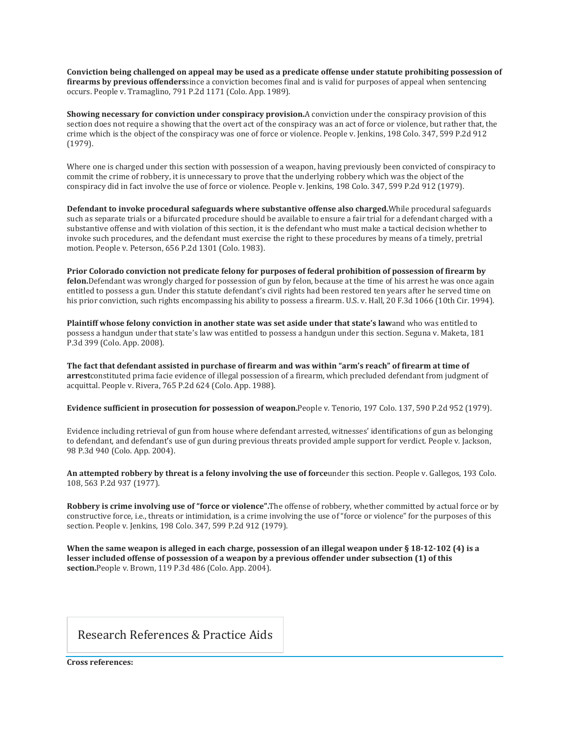**Conviction being challenged on appeal may be used as a predicate offense under statute prohibiting possession of firearms by previous offenders**since a conviction becomes final and is valid for purposes of appeal when sentencing occurs. People v. Tramaglino, 791 P.2d 1171 (Colo. App. 1989).

**Showing necessary for conviction under conspiracy provision.**A conviction under the conspiracy provision of this section does not require a showing that the overt act of the conspiracy was an act of force or violence, but rather that, the crime which is the object of the conspiracy was one of force or violence. People v. Jenkins, 198 Colo. 347, 599 P.2d 912 (1979).

Where one is charged under this section with possession of a weapon, having previously been convicted of conspiracy to commit the crime of robbery, it is unnecessary to prove that the underlying robbery which was the object of the conspiracy did in fact involve the use of force or violence. People v. Jenkins, 198 Colo. 347, 599 P.2d 912 (1979).

**Defendant to invoke procedural safeguards where substantive offense also charged.**While procedural safeguards such as separate trials or a bifurcated procedure should be available to ensure a fair trial for a defendant charged with a substantive offense and with violation of this section, it is the defendant who must make a tactical decision whether to invoke such procedures, and the defendant must exercise the right to these procedures by means of a timely, pretrial motion. People v. Peterson, 656 P.2d 1301 (Colo. 1983).

**Prior Colorado conviction not predicate felony for purposes of federal prohibition of possession of firearm by felon.**Defendant was wrongly charged for possession of gun by felon, because at the time of his arrest he was once again entitled to possess a gun. Under this statute defendant's civil rights had been restored ten years after he served time on his prior conviction, such rights encompassing his ability to possess a firearm. U.S. v. Hall, 20 F.3d 1066 (10th Cir. 1994).

**Plaintiff whose felony conviction in another state was set aside under that state's law**and who was entitled to possess a handgun under that state's law was entitled to possess a handgun under this section. Seguna v. Maketa, 181 P.3d 399 (Colo. App. 2008).

**The fact that defendant assisted in purchase of firearm and was within "arm's reach" of firearm at time of arrest**constituted prima facie evidence of illegal possession of a firearm, which precluded defendant from judgment of acquittal. People v. Rivera, 765 P.2d 624 (Colo. App. 1988).

**Evidence sufficient in prosecution for possession of weapon.**People v. Tenorio, 197 Colo. 137, 590 P.2d 952 (1979).

Evidence including retrieval of gun from house where defendant arrested, witnesses' identifications of gun as belonging to defendant, and defendant's use of gun during previous threats provided ample support for verdict. People v. Jackson, 98 P.3d 940 (Colo. App. 2004).

**An attempted robbery by threat is a felony involving the use of force**under this section. People v. Gallegos, 193 Colo. 108, 563 P.2d 937 (1977).

**Robbery is crime involving use of "force or violence".**The offense of robbery, whether committed by actual force or by constructive force, i.e., threats or intimidation, is a crime involving the use of "force or violence" for the purposes of this section. People v. Jenkins, 198 Colo. 347, 599 P.2d 912 (1979).

**When the same weapon is alleged in each charge, possession of an illegal weapon under § 18-12-102 (4) is a lesser included offense of possession of a weapon by a previous offender under subsection (1) of this section.**People v. Brown, 119 P.3d 486 (Colo. App. 2004).

## Research References & Practice Aids

**Cross references:**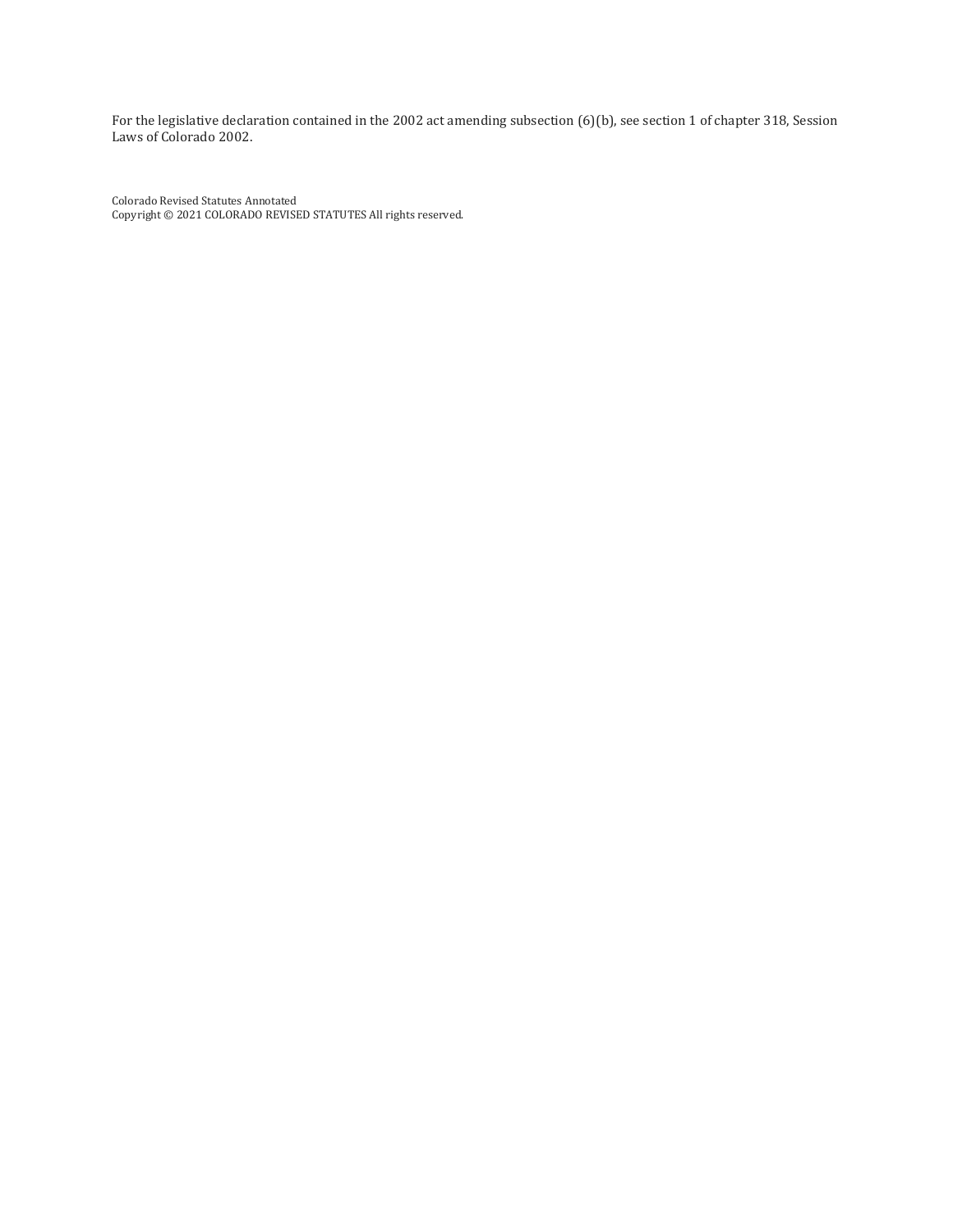For the legislative declaration contained in the 2002 act amending subsection (6)(b), see section 1 of chapter 318, Session Laws of Colorado 2002.

Colorado Revised Statutes Annotated
Copyright © 2021 COLORADO REVISED STATUTES All rights reserved.